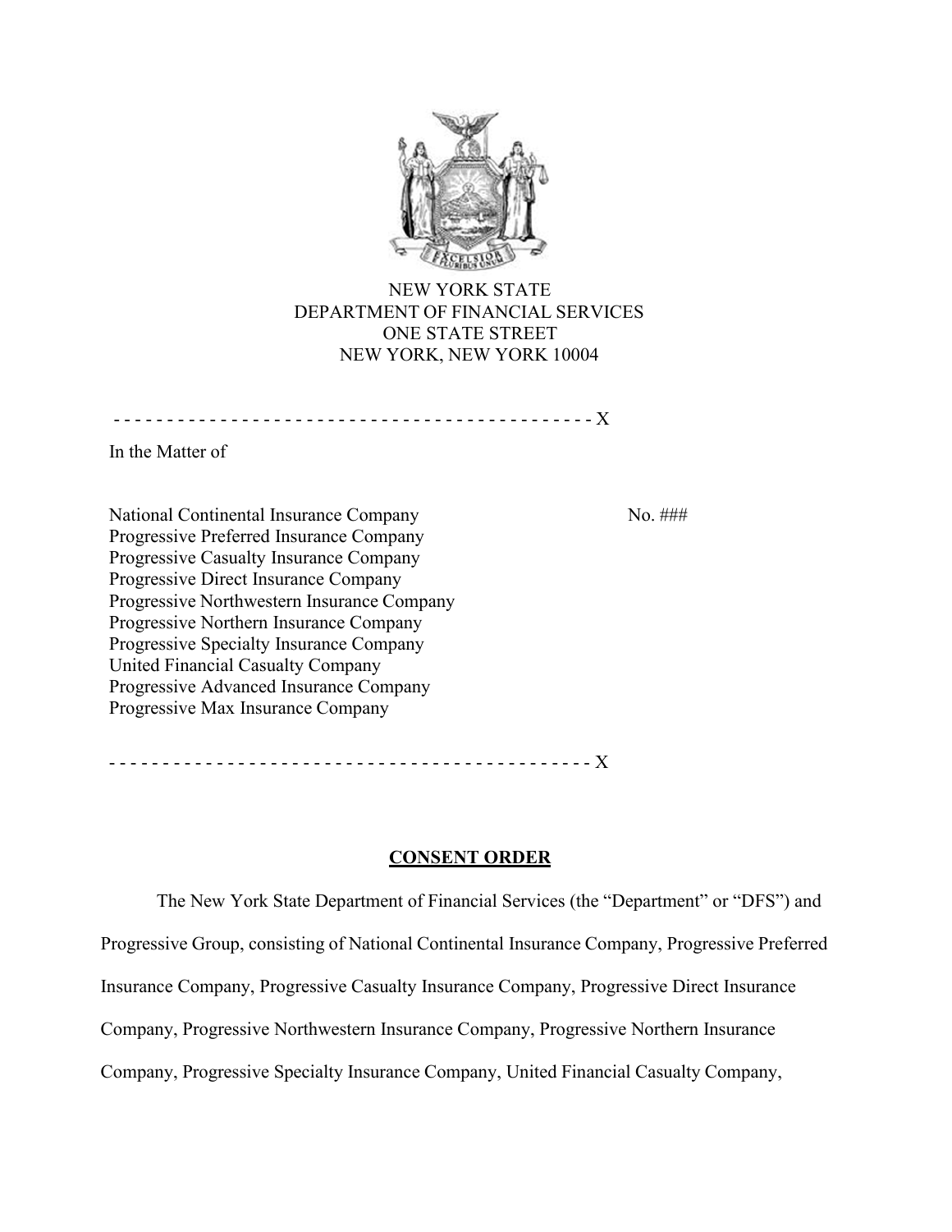NEW YORK STATE
DEPARTMENT OF FINANCIAL SERVICES
ONE STATE STREET
NEW YORK, NEW YORK 10004

- - - - - - - - - - - - - - - - - - - - - - - - - - - - - - - - - - - - - - - - - - - - X

In the Matter of

National Continental Insurance Company
Progressive Preferred Insurance Company
Progressive Casualty Insurance Company
Progressive Direct Insurance Company
Progressive Northwestern Insurance Company
Progressive Northern Insurance Company
Progressive Specialty Insurance Company
United Financial Casualty Company
Progressive Advanced Insurance Company
Progressive Max Insurance Company

No. ###

- - - - - - - - - - - - - - - - - - - - - - - - - - - - - - - - - - - - - - - - - - - - X

## CONSENT ORDER

The New York State Department of Financial Services (the "Department" or "DFS") and Progressive Group, consisting of National Continental Insurance Company, Progressive Preferred Insurance Company, Progressive Casualty Insurance Company, Progressive Direct Insurance Company, Progressive Northwestern Insurance Company, Progressive Northern Insurance Company, Progressive Specialty Insurance Company, United Financial Casualty Company,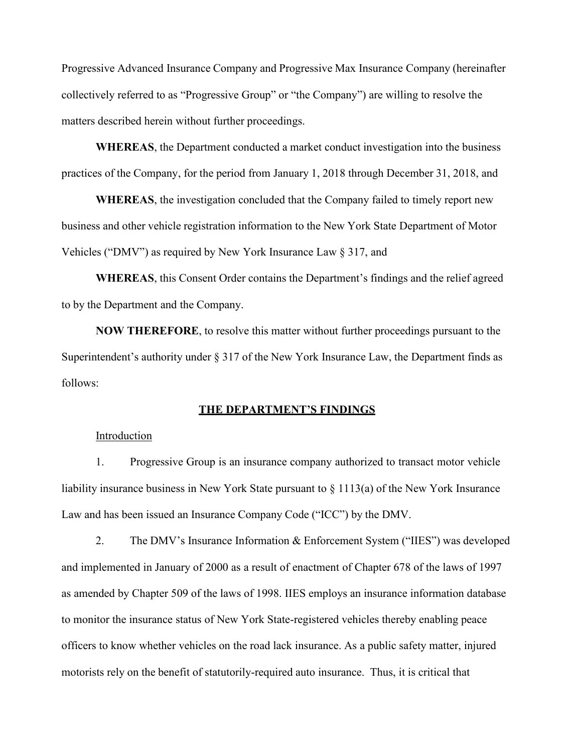Progressive Advanced Insurance Company and Progressive Max Insurance Company (hereinafter collectively referred to as "Progressive Group" or "the Company") are willing to resolve the matters described herein without further proceedings.

**WHEREAS**, the Department conducted a market conduct investigation into the business practices of the Company, for the period from January 1, 2018 through December 31, 2018, and

**WHEREAS**, the investigation concluded that the Company failed to timely report new business and other vehicle registration information to the New York State Department of Motor Vehicles ("DMV") as required by New York Insurance Law § 317, and

**WHEREAS**, this Consent Order contains the Department's findings and the relief agreed to by the Department and the Company.

**NOW THEREFORE**, to resolve this matter without further proceedings pursuant to the Superintendent's authority under § 317 of the New York Insurance Law, the Department finds as follows:

## THE DEPARTMENT'S FINDINGS

Introduction

1. Progressive Group is an insurance company authorized to transact motor vehicle liability insurance business in New York State pursuant to § 1113(a) of the New York Insurance Law and has been issued an Insurance Company Code ("ICC") by the DMV.

2. The DMV's Insurance Information & Enforcement System ("IIES") was developed and implemented in January of 2000 as a result of enactment of Chapter 678 of the laws of 1997 as amended by Chapter 509 of the laws of 1998. IIES employs an insurance information database to monitor the insurance status of New York State-registered vehicles thereby enabling peace officers to know whether vehicles on the road lack insurance. As a public safety matter, injured motorists rely on the benefit of statutorily-required auto insurance. Thus, it is critical that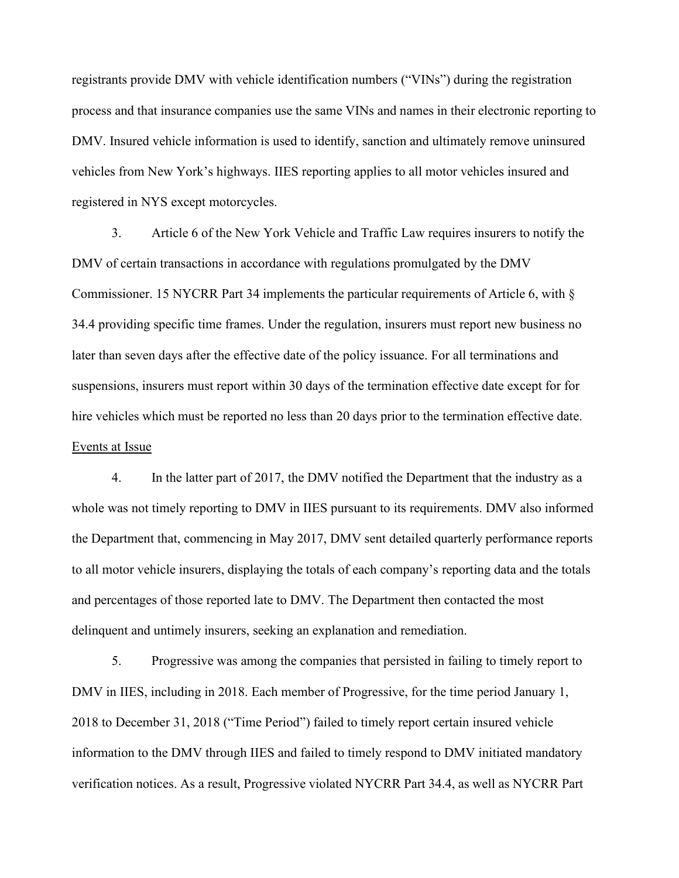registrants provide DMV with vehicle identification numbers ("VINs") during the registration process and that insurance companies use the same VINs and names in their electronic reporting to DMV. Insured vehicle information is used to identify, sanction and ultimately remove uninsured vehicles from New York's highways. IIES reporting applies to all motor vehicles insured and registered in NYS except motorcycles.

3. Article 6 of the New York Vehicle and Traffic Law requires insurers to notify the DMV of certain transactions in accordance with regulations promulgated by the DMV Commissioner. 15 NYCRR Part 34 implements the particular requirements of Article 6, with § 34.4 providing specific time frames. Under the regulation, insurers must report new business no later than seven days after the effective date of the policy issuance. For all terminations and suspensions, insurers must report within 30 days of the termination effective date except for for hire vehicles which must be reported no less than 20 days prior to the termination effective date.

Events at Issue

4. In the latter part of 2017, the DMV notified the Department that the industry as a whole was not timely reporting to DMV in IIES pursuant to its requirements. DMV also informed the Department that, commencing in May 2017, DMV sent detailed quarterly performance reports to all motor vehicle insurers, displaying the totals of each company's reporting data and the totals and percentages of those reported late to DMV. The Department then contacted the most delinquent and untimely insurers, seeking an explanation and remediation.

5. Progressive was among the companies that persisted in failing to timely report to DMV in IIES, including in 2018. Each member of Progressive, for the time period January 1, 2018 to December 31, 2018 ("Time Period") failed to timely report certain insured vehicle information to the DMV through IIES and failed to timely respond to DMV initiated mandatory verification notices. As a result, Progressive violated NYCRR Part 34.4, as well as NYCRR Part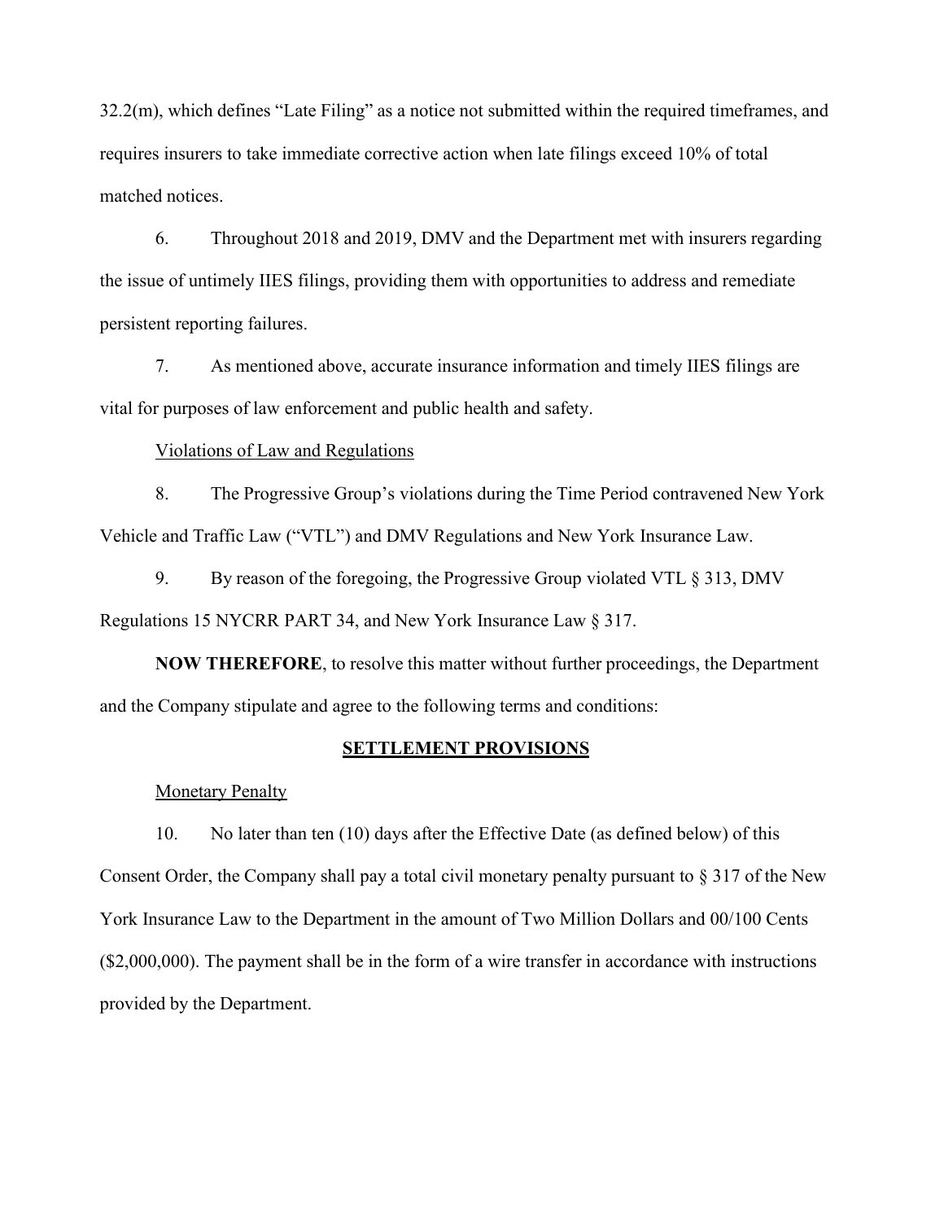32.2(m), which defines "Late Filing" as a notice not submitted within the required timeframes, and requires insurers to take immediate corrective action when late filings exceed 10% of total matched notices.

6. Throughout 2018 and 2019, DMV and the Department met with insurers regarding the issue of untimely IIES filings, providing them with opportunities to address and remediate persistent reporting failures.

7. As mentioned above, accurate insurance information and timely IIES filings are vital for purposes of law enforcement and public health and safety.

<u>Violations of Law and Regulations</u>

8. The Progressive Group's violations during the Time Period contravened New York Vehicle and Traffic Law ("VTL") and DMV Regulations and New York Insurance Law.

9. By reason of the foregoing, the Progressive Group violated VTL § 313, DMV Regulations 15 NYCRR PART 34, and New York Insurance Law § 317.

**NOW THEREFORE**, to resolve this matter without further proceedings, the Department and the Company stipulate and agree to the following terms and conditions:

## SETTLEMENT PROVISIONS

<u>Monetary Penalty</u>

10. No later than ten (10) days after the Effective Date (as defined below) of this Consent Order, the Company shall pay a total civil monetary penalty pursuant to § 317 of the New York Insurance Law to the Department in the amount of Two Million Dollars and 00/100 Cents ($2,000,000). The payment shall be in the form of a wire transfer in accordance with instructions provided by the Department.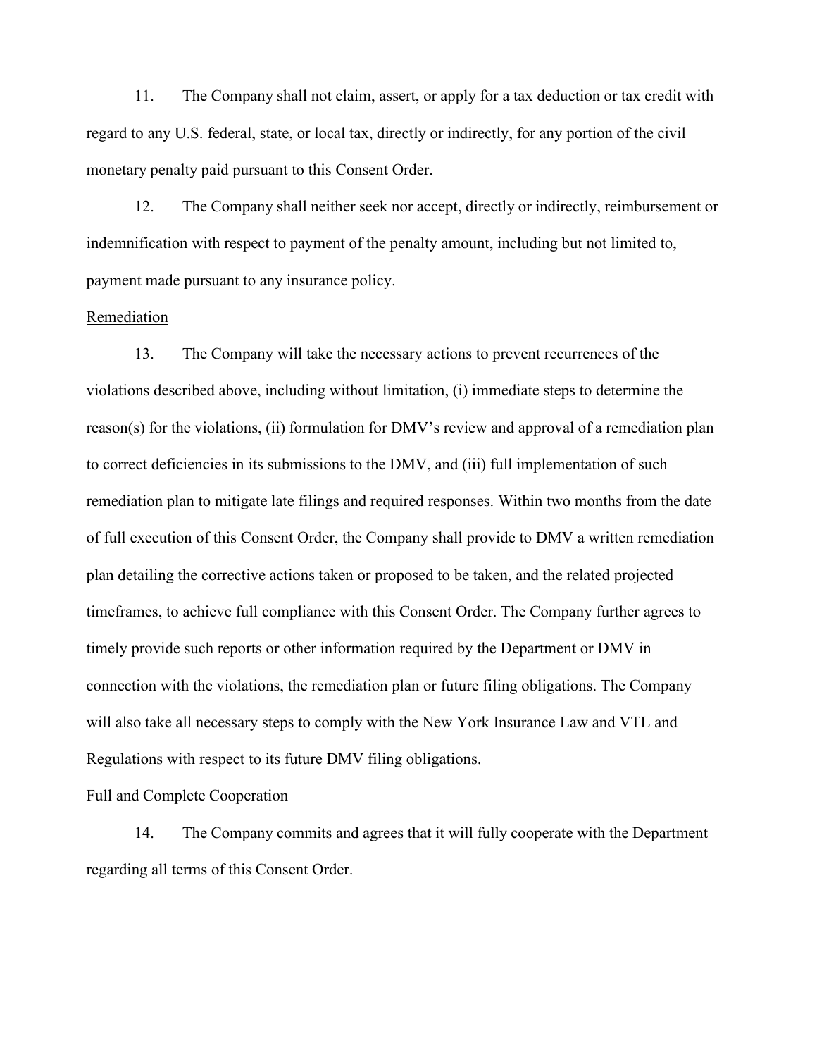11. The Company shall not claim, assert, or apply for a tax deduction or tax credit with regard to any U.S. federal, state, or local tax, directly or indirectly, for any portion of the civil monetary penalty paid pursuant to this Consent Order.

12. The Company shall neither seek nor accept, directly or indirectly, reimbursement or indemnification with respect to payment of the penalty amount, including but not limited to, payment made pursuant to any insurance policy.

Remediation

13. The Company will take the necessary actions to prevent recurrences of the violations described above, including without limitation, (i) immediate steps to determine the reason(s) for the violations, (ii) formulation for DMV's review and approval of a remediation plan to correct deficiencies in its submissions to the DMV, and (iii) full implementation of such remediation plan to mitigate late filings and required responses. Within two months from the date of full execution of this Consent Order, the Company shall provide to DMV a written remediation plan detailing the corrective actions taken or proposed to be taken, and the related projected timeframes, to achieve full compliance with this Consent Order. The Company further agrees to timely provide such reports or other information required by the Department or DMV in connection with the violations, the remediation plan or future filing obligations. The Company will also take all necessary steps to comply with the New York Insurance Law and VTL and Regulations with respect to its future DMV filing obligations.

Full and Complete Cooperation

14. The Company commits and agrees that it will fully cooperate with the Department regarding all terms of this Consent Order.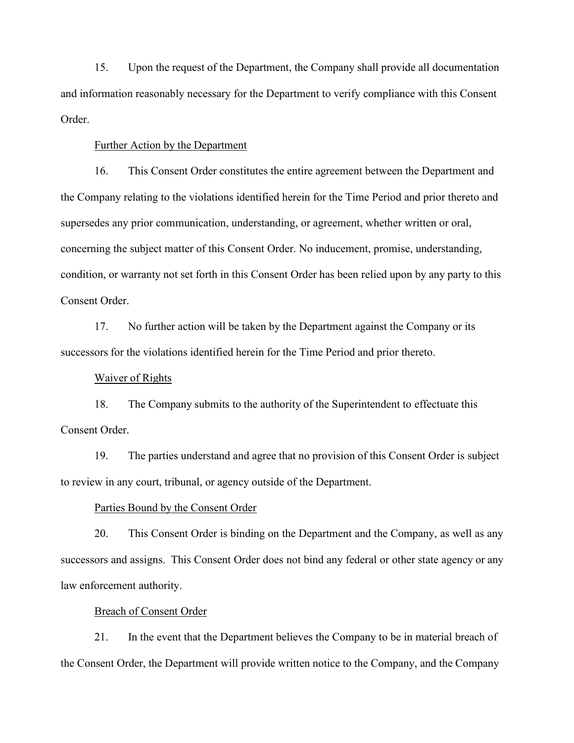15. Upon the request of the Department, the Company shall provide all documentation and information reasonably necessary for the Department to verify compliance with this Consent Order.

Further Action by the Department

16. This Consent Order constitutes the entire agreement between the Department and the Company relating to the violations identified herein for the Time Period and prior thereto and supersedes any prior communication, understanding, or agreement, whether written or oral, concerning the subject matter of this Consent Order. No inducement, promise, understanding, condition, or warranty not set forth in this Consent Order has been relied upon by any party to this Consent Order.

17. No further action will be taken by the Department against the Company or its successors for the violations identified herein for the Time Period and prior thereto.

Waiver of Rights

18. The Company submits to the authority of the Superintendent to effectuate this Consent Order.

19. The parties understand and agree that no provision of this Consent Order is subject to review in any court, tribunal, or agency outside of the Department.

Parties Bound by the Consent Order

20. This Consent Order is binding on the Department and the Company, as well as any successors and assigns. This Consent Order does not bind any federal or other state agency or any law enforcement authority.

Breach of Consent Order

21. In the event that the Department believes the Company to be in material breach of the Consent Order, the Department will provide written notice to the Company, and the Company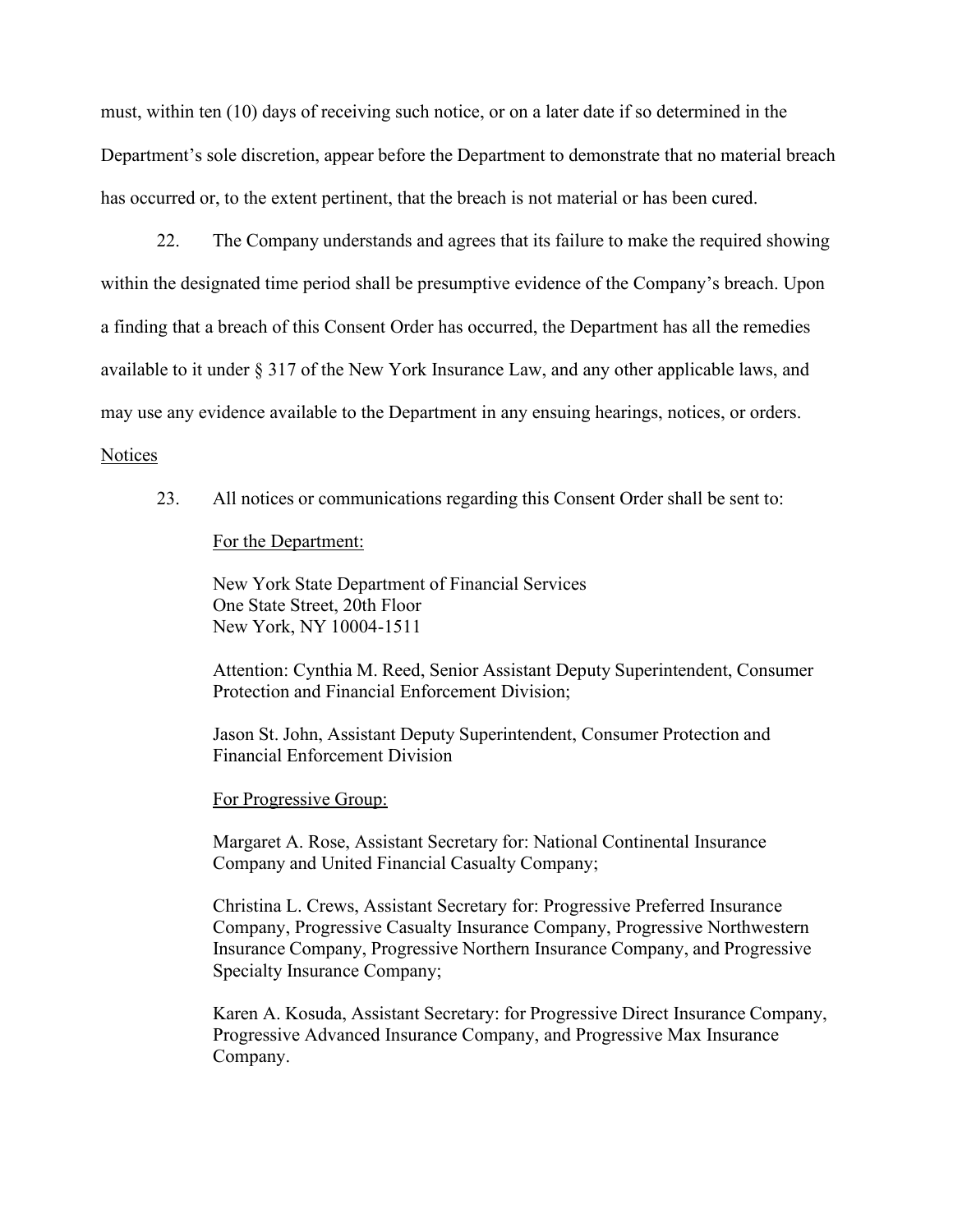must, within ten (10) days of receiving such notice, or on a later date if so determined in the Department's sole discretion, appear before the Department to demonstrate that no material breach has occurred or, to the extent pertinent, that the breach is not material or has been cured.

22. The Company understands and agrees that its failure to make the required showing within the designated time period shall be presumptive evidence of the Company's breach. Upon a finding that a breach of this Consent Order has occurred, the Department has all the remedies available to it under § 317 of the New York Insurance Law, and any other applicable laws, and may use any evidence available to the Department in any ensuing hearings, notices, or orders.

Notices

23. All notices or communications regarding this Consent Order shall be sent to:

For the Department:

New York State Department of Financial Services
One State Street, 20th Floor
New York, NY 10004-1511

Attention: Cynthia M. Reed, Senior Assistant Deputy Superintendent, Consumer Protection and Financial Enforcement Division;

Jason St. John, Assistant Deputy Superintendent, Consumer Protection and Financial Enforcement Division

For Progressive Group:

Margaret A. Rose, Assistant Secretary for: National Continental Insurance Company and United Financial Casualty Company;

Christina L. Crews, Assistant Secretary for: Progressive Preferred Insurance Company, Progressive Casualty Insurance Company, Progressive Northwestern Insurance Company, Progressive Northern Insurance Company, and Progressive Specialty Insurance Company;

Karen A. Kosuda, Assistant Secretary: for Progressive Direct Insurance Company, Progressive Advanced Insurance Company, and Progressive Max Insurance Company.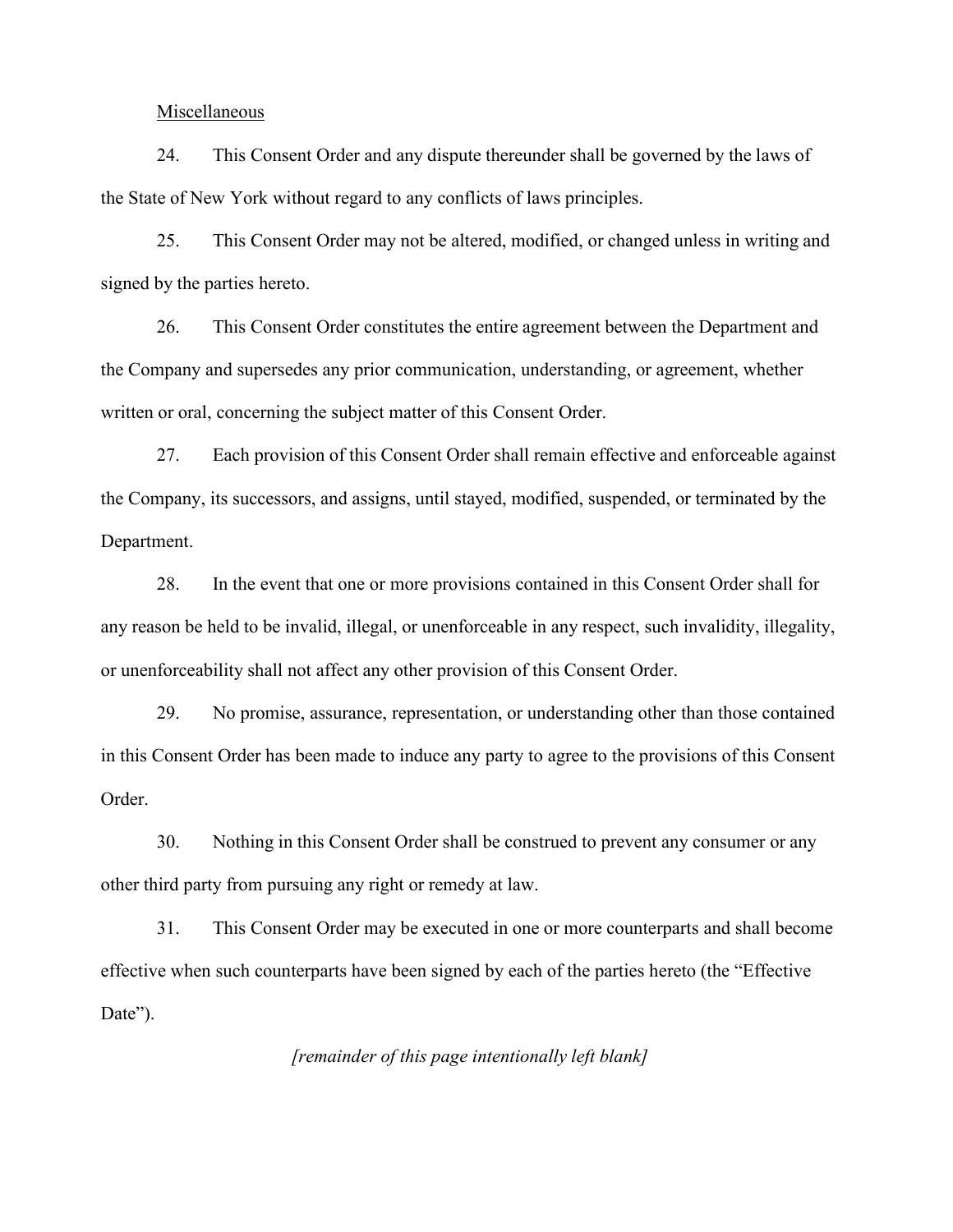Miscellaneous

24. This Consent Order and any dispute thereunder shall be governed by the laws of the State of New York without regard to any conflicts of laws principles.

25. This Consent Order may not be altered, modified, or changed unless in writing and signed by the parties hereto.

26. This Consent Order constitutes the entire agreement between the Department and the Company and supersedes any prior communication, understanding, or agreement, whether written or oral, concerning the subject matter of this Consent Order.

27. Each provision of this Consent Order shall remain effective and enforceable against the Company, its successors, and assigns, until stayed, modified, suspended, or terminated by the Department.

28. In the event that one or more provisions contained in this Consent Order shall for any reason be held to be invalid, illegal, or unenforceable in any respect, such invalidity, illegality, or unenforceability shall not affect any other provision of this Consent Order.

29. No promise, assurance, representation, or understanding other than those contained in this Consent Order has been made to induce any party to agree to the provisions of this Consent Order.

30. Nothing in this Consent Order shall be construed to prevent any consumer or any other third party from pursuing any right or remedy at law.

31. This Consent Order may be executed in one or more counterparts and shall become effective when such counterparts have been signed by each of the parties hereto (the "Effective Date").

*[remainder of this page intentionally left blank]*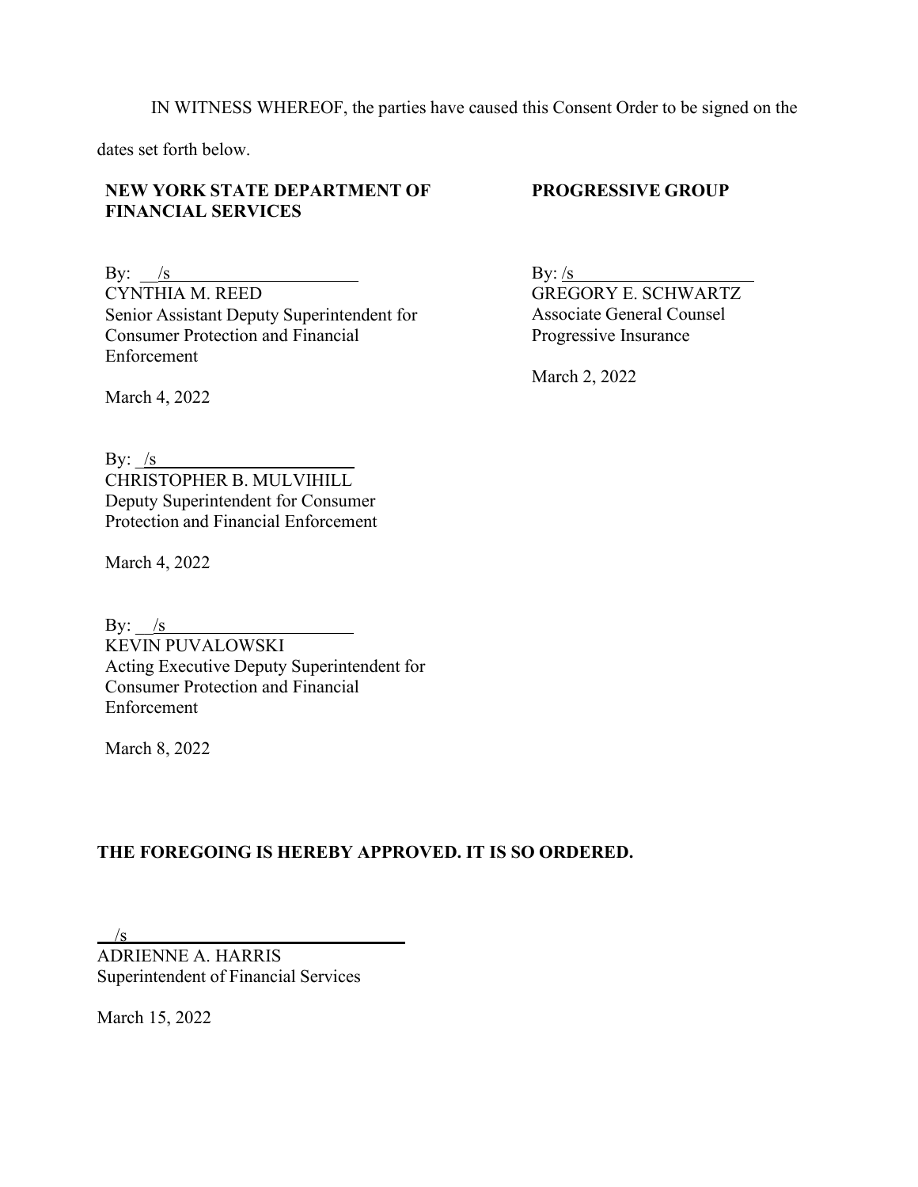IN WITNESS WHEREOF, the parties have caused this Consent Order to be signed on the dates set forth below.

**NEW YORK STATE DEPARTMENT OF FINANCIAL SERVICES**

By: /s
CYNTHIA M. REED
Senior Assistant Deputy Superintendent for Consumer Protection and Financial Enforcement

March 4, 2022

By: /s
CHRISTOPHER B. MULVIHILL
Deputy Superintendent for Consumer Protection and Financial Enforcement

March 4, 2022

By: /s
KEVIN PUVALOWSKI
Acting Executive Deputy Superintendent for Consumer Protection and Financial Enforcement

March 8, 2022

**PROGRESSIVE GROUP**

By: /s
GREGORY E. SCHWARTZ
Associate General Counsel
Progressive Insurance

March 2, 2022

**THE FOREGOING IS HEREBY APPROVED. IT IS SO ORDERED.**

/s
ADRIENNE A. HARRIS
Superintendent of Financial Services

March 15, 2022